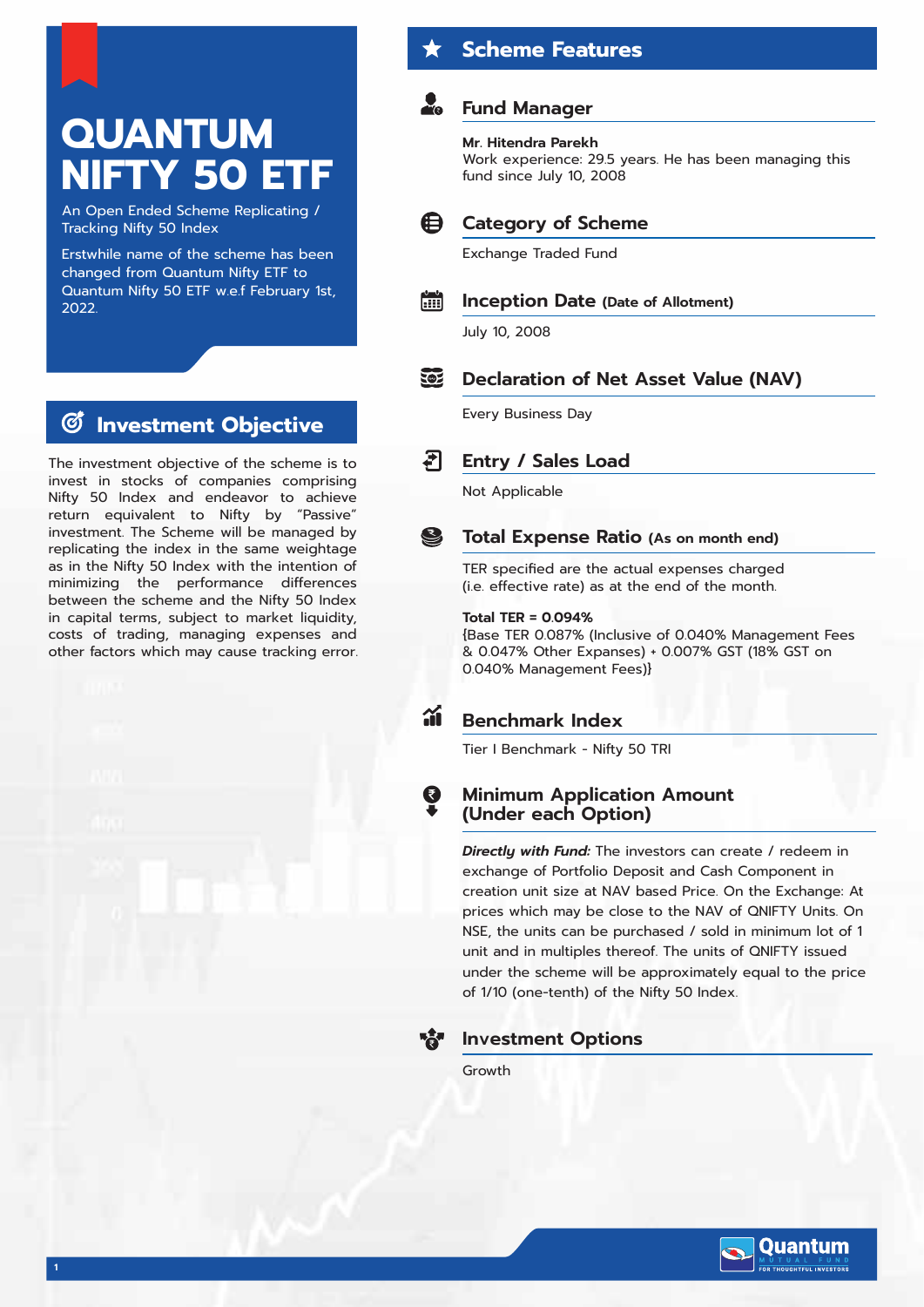# QUANTUM NIFTY 50 ETF

An Open Ended Scheme Replicating / Tracking Nifty 50 Index

Erstwhile name of the scheme has been changed from Quantum Nifty ETF to Quantum Nifty 50 ETF w.e.f February 1st, 2022.

## Investment Objective

The investment objective of the scheme is to invest in stocks of companies comprising Nifty 50 Index and endeavor to achieve return equivalent to Nifty by "Passive" investment. The Scheme will be managed by replicating the index in the same weightage as in the Nifty 50 Index with the intention of minimizing the performance differences between the scheme and the Nifty 50 Index in capital terms, subject to market liquidity, costs of trading, managing expenses and other factors which may cause tracking error.

## Scheme Features

### Fund Manager

**Mr. Hitendra Parekh**
Work experience: 29.5 years. He has been managing this fund since July 10, 2008

### Category of Scheme

Exchange Traded Fund

### Inception Date (Date of Allotment)

July 10, 2008

### Declaration of Net Asset Value (NAV)

Every Business Day

### Entry / Sales Load

Not Applicable

### Total Expense Ratio (As on month end)

TER specified are the actual expenses charged (i.e. effective rate) as at the end of the month.

**Total TER = 0.094%**
{Base TER 0.087% (Inclusive of 0.040% Management Fees & 0.047% Other Expanses) + 0.007% GST (18% GST on 0.040% Management Fees)}

### Benchmark Index

Tier I Benchmark - Nifty 50 TRI

### Minimum Application Amount (Under each Option)

***Directly with Fund:*** The investors can create / redeem in exchange of Portfolio Deposit and Cash Component in creation unit size at NAV based Price. On the Exchange: At prices which may be close to the NAV of QNIFTY Units. On NSE, the units can be purchased / sold in minimum lot of 1 unit and in multiples thereof. The units of QNIFTY issued under the scheme will be approximately equal to the price of 1/10 (one-tenth) of the Nifty 50 Index.

### Investment Options

Growth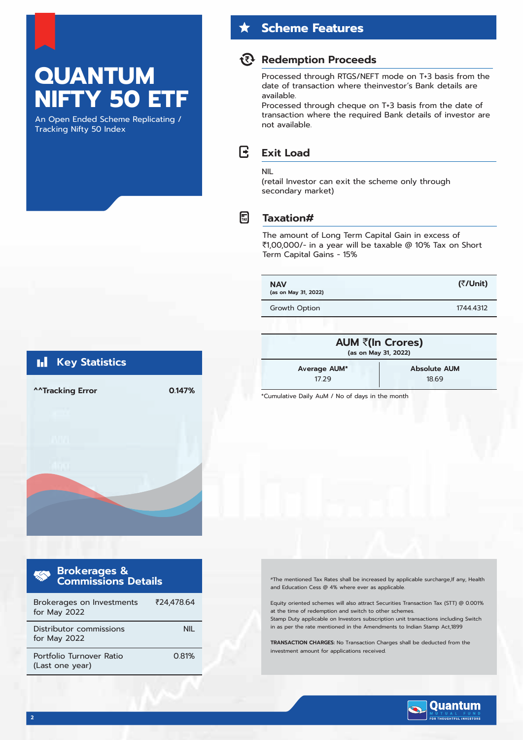# QUANTUM NIFTY 50 ETF

An Open Ended Scheme Replicating / Tracking Nifty 50 Index

## Scheme Features

### Redemption Proceeds

Processed through RTGS/NEFT mode on T+3 basis from the date of transaction where theinvestor's Bank details are available.

Processed through cheque on T+3 basis from the date of transaction where the required Bank details of investor are not available.

### Exit Load

NIL

(retail Investor can exit the scheme only through secondary market)

### Taxation#

The amount of Long Term Capital Gain in excess of ₹1,00,000/- in a year will be taxable @ 10% Tax on Short Term Capital Gains - 15%

| NAV (as on May 31, 2022) | (₹/Unit) |
|---|---|
| Growth Option | 1744.4312 |

| AUM ₹(In Crores) (as on May 31, 2022) | |
|---|---|
| Average AUM* | Absolute AUM |
| 17.29 | 18.69 |

*Cumulative Daily AuM / No of days in the month

## Key Statistics

| ^^Tracking Error | 0.147% |
|---|---|

## Brokerages & Commissions Details

| | |
|---|---|
| Brokerages on Investments for May 2022 | ₹24,478.64 |
| Distributor commissions for May 2022 | NIL |
| Portfolio Turnover Ratio (Last one year) | 0.81% |

#The mentioned Tax Rates shall be increased by applicable surcharge,If any, Health and Education Cess @ 4% where ever as applicable.

Equity oriented schemes will also attract Securities Transaction Tax (STT) @ 0.001% at the time of redemption and switch to other schemes.

Stamp Duty applicable on Investors subscription unit transactions including Switch in as per the rate mentioned in the Amendments to Indian Stamp Act,1899

**TRANSACTION CHARGES:** No Transaction Charges shall be deducted from the investment amount for applications received.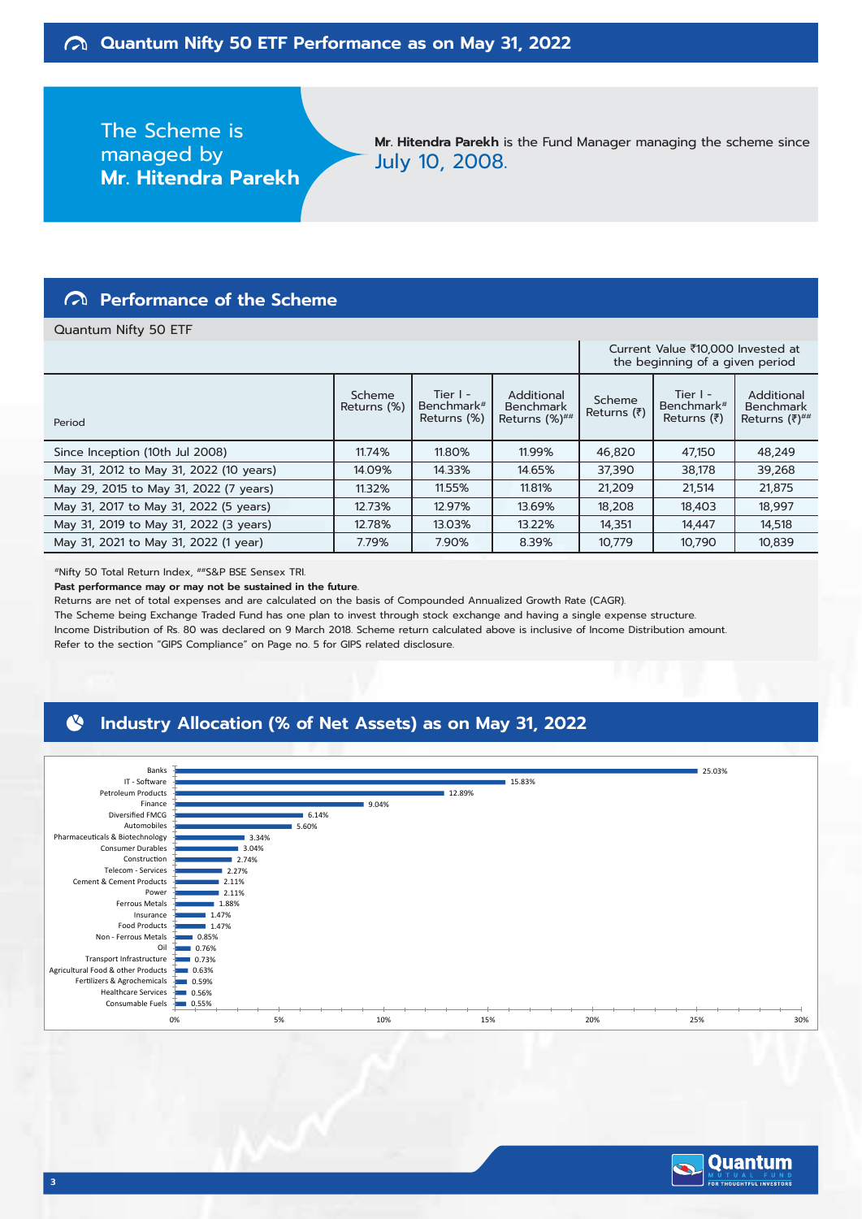## Quantum Nifty 50 ETF Performance as on May 31, 2022

The Scheme is managed by **Mr. Hitendra Parekh**

**Mr. Hitendra Parekh** is the Fund Manager managing the scheme since July 10, 2008.

## Performance of the Scheme

Quantum Nifty 50 ETF

| | | | | Current Value ₹10,000 Invested at the beginning of a given period | | |
|---|---|---|---|---|---|---|
| Period | Scheme Returns (%) | Tier I - Benchmark# Returns (%) | Additional Benchmark Returns (%)## | Scheme Returns (₹) | Tier I - Benchmark# Returns (₹) | Additional Benchmark Returns (₹)## |
| Since Inception (10th Jul 2008) | 11.74% | 11.80% | 11.99% | 46,820 | 47,150 | 48,249 |
| May 31, 2012 to May 31, 2022 (10 years) | 14.09% | 14.33% | 14.65% | 37,390 | 38,178 | 39,268 |
| May 29, 2015 to May 31, 2022 (7 years) | 11.32% | 11.55% | 11.81% | 21,209 | 21,514 | 21,875 |
| May 31, 2017 to May 31, 2022 (5 years) | 12.73% | 12.97% | 13.69% | 18,208 | 18,403 | 18,997 |
| May 31, 2019 to May 31, 2022 (3 years) | 12.78% | 13.03% | 13.22% | 14,351 | 14,447 | 14,518 |
| May 31, 2021 to May 31, 2022 (1 year) | 7.79% | 7.90% | 8.39% | 10,779 | 10,790 | 10,839 |

#Nifty 50 Total Return Index, ##S&P BSE Sensex TRI.

**Past performance may or may not be sustained in the future.**

Returns are net of total expenses and are calculated on the basis of Compounded Annualized Growth Rate (CAGR).

The Scheme being Exchange Traded Fund has one plan to invest through stock exchange and having a single expense structure.

Income Distribution of Rs. 80 was declared on 9 March 2018. Scheme return calculated above is inclusive of Income Distribution amount.

Refer to the section "GIPS Compliance" on Page no. 5 for GIPS related disclosure.

## Industry Allocation (% of Net Assets) as on May 31, 2022

| Industry | % of Net Assets |
|---|---|
| Banks | 25.03% |
| IT - Software | 15.83% |
| Petroleum Products | 12.89% |
| Finance | 9.04% |
| Diversified FMCG | 6.14% |
| Automobiles | 5.60% |
| Pharmaceuticals & Biotechnology | 3.34% |
| Consumer Durables | 3.04% |
| Construction | 2.74% |
| Telecom - Services | 2.27% |
| Cement & Cement Products | 2.11% |
| Power | 2.11% |
| Ferrous Metals | 1.88% |
| Insurance | 1.47% |
| Food Products | 1.47% |
| Non - Ferrous Metals | 0.85% |
| Oil | 0.76% |
| Transport Infrastructure | 0.73% |
| Agricultural Food & other Products | 0.63% |
| Fertilizers & Agrochemicals | 0.59% |
| Healthcare Services | 0.56% |
| Consumable Fuels | 0.55% |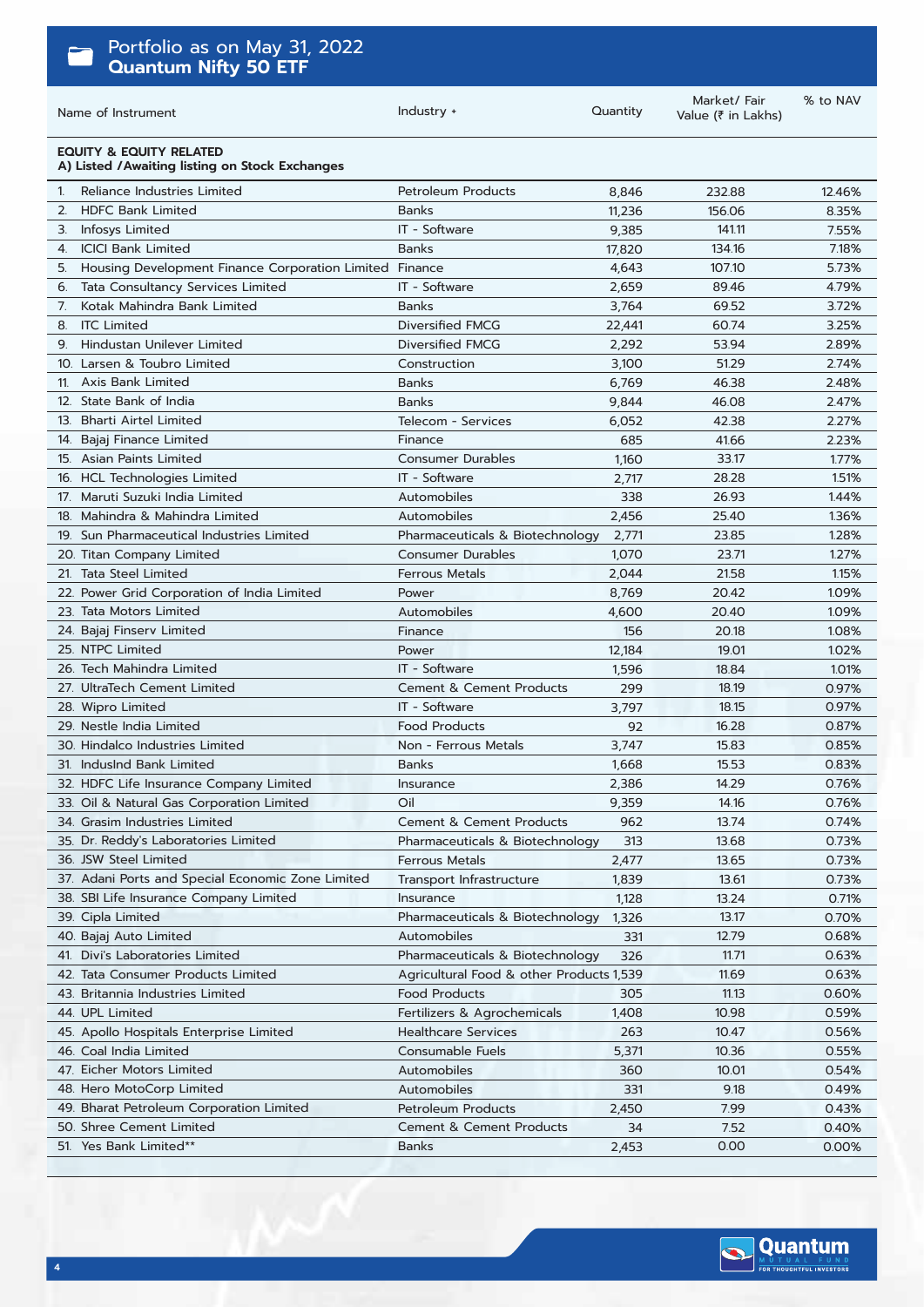# Portfolio as on May 31, 2022
## Quantum Nifty 50 ETF

| Name of Instrument | Industry + | Quantity | Market/ Fair Value (₹ in Lakhs) | % to NAV |
|---|---|---|---|---|
| **EQUITY & EQUITY RELATED** | | | | |
| **A) Listed /Awaiting listing on Stock Exchanges** | | | | |
| 1. Reliance Industries Limited | Petroleum Products | 8,846 | 232.88 | 12.46% |
| 2. HDFC Bank Limited | Banks | 11,236 | 156.06 | 8.35% |
| 3. Infosys Limited | IT - Software | 9,385 | 141.11 | 7.55% |
| 4. ICICI Bank Limited | Banks | 17,820 | 134.16 | 7.18% |
| 5. Housing Development Finance Corporation Limited | Finance | 4,643 | 107.10 | 5.73% |
| 6. Tata Consultancy Services Limited | IT - Software | 2,659 | 89.46 | 4.79% |
| 7. Kotak Mahindra Bank Limited | Banks | 3,764 | 69.52 | 3.72% |
| 8. ITC Limited | Diversified FMCG | 22,441 | 60.74 | 3.25% |
| 9. Hindustan Unilever Limited | Diversified FMCG | 2,292 | 53.94 | 2.89% |
| 10. Larsen & Toubro Limited | Construction | 3,100 | 51.29 | 2.74% |
| 11. Axis Bank Limited | Banks | 6,769 | 46.38 | 2.48% |
| 12. State Bank of India | Banks | 9,844 | 46.08 | 2.47% |
| 13. Bharti Airtel Limited | Telecom - Services | 6,052 | 42.38 | 2.27% |
| 14. Bajaj Finance Limited | Finance | 685 | 41.66 | 2.23% |
| 15. Asian Paints Limited | Consumer Durables | 1,160 | 33.17 | 1.77% |
| 16. HCL Technologies Limited | IT - Software | 2,717 | 28.28 | 1.51% |
| 17. Maruti Suzuki India Limited | Automobiles | 338 | 26.93 | 1.44% |
| 18. Mahindra & Mahindra Limited | Automobiles | 2,456 | 25.40 | 1.36% |
| 19. Sun Pharmaceutical Industries Limited | Pharmaceuticals & Biotechnology | 2,771 | 23.85 | 1.28% |
| 20. Titan Company Limited | Consumer Durables | 1,070 | 23.71 | 1.27% |
| 21. Tata Steel Limited | Ferrous Metals | 2,044 | 21.58 | 1.15% |
| 22. Power Grid Corporation of India Limited | Power | 8,769 | 20.42 | 1.09% |
| 23. Tata Motors Limited | Automobiles | 4,600 | 20.40 | 1.09% |
| 24. Bajaj Finserv Limited | Finance | 156 | 20.18 | 1.08% |
| 25. NTPC Limited | Power | 12,184 | 19.01 | 1.02% |
| 26. Tech Mahindra Limited | IT - Software | 1,596 | 18.84 | 1.01% |
| 27. UltraTech Cement Limited | Cement & Cement Products | 299 | 18.19 | 0.97% |
| 28. Wipro Limited | IT - Software | 3,797 | 18.15 | 0.97% |
| 29. Nestle India Limited | Food Products | 92 | 16.28 | 0.87% |
| 30. Hindalco Industries Limited | Non - Ferrous Metals | 3,747 | 15.83 | 0.85% |
| 31. IndusInd Bank Limited | Banks | 1,668 | 15.53 | 0.83% |
| 32. HDFC Life Insurance Company Limited | Insurance | 2,386 | 14.29 | 0.76% |
| 33. Oil & Natural Gas Corporation Limited | Oil | 9,359 | 14.16 | 0.76% |
| 34. Grasim Industries Limited | Cement & Cement Products | 962 | 13.74 | 0.74% |
| 35. Dr. Reddy's Laboratories Limited | Pharmaceuticals & Biotechnology | 313 | 13.68 | 0.73% |
| 36. JSW Steel Limited | Ferrous Metals | 2,477 | 13.65 | 0.73% |
| 37. Adani Ports and Special Economic Zone Limited | Transport Infrastructure | 1,839 | 13.61 | 0.73% |
| 38. SBI Life Insurance Company Limited | Insurance | 1,128 | 13.24 | 0.71% |
| 39. Cipla Limited | Pharmaceuticals & Biotechnology | 1,326 | 13.17 | 0.70% |
| 40. Bajaj Auto Limited | Automobiles | 331 | 12.79 | 0.68% |
| 41. Divi's Laboratories Limited | Pharmaceuticals & Biotechnology | 326 | 11.71 | 0.63% |
| 42. Tata Consumer Products Limited | Agricultural Food & other Products | 1,539 | 11.69 | 0.63% |
| 43. Britannia Industries Limited | Food Products | 305 | 11.13 | 0.60% |
| 44. UPL Limited | Fertilizers & Agrochemicals | 1,408 | 10.98 | 0.59% |
| 45. Apollo Hospitals Enterprise Limited | Healthcare Services | 263 | 10.47 | 0.56% |
| 46. Coal India Limited | Consumable Fuels | 5,371 | 10.36 | 0.55% |
| 47. Eicher Motors Limited | Automobiles | 360 | 10.01 | 0.54% |
| 48. Hero MotoCorp Limited | Automobiles | 331 | 9.18 | 0.49% |
| 49. Bharat Petroleum Corporation Limited | Petroleum Products | 2,450 | 7.99 | 0.43% |
| 50. Shree Cement Limited | Cement & Cement Products | 34 | 7.52 | 0.40% |
| 51. Yes Bank Limited** | Banks | 2,453 | 0.00 | 0.00% |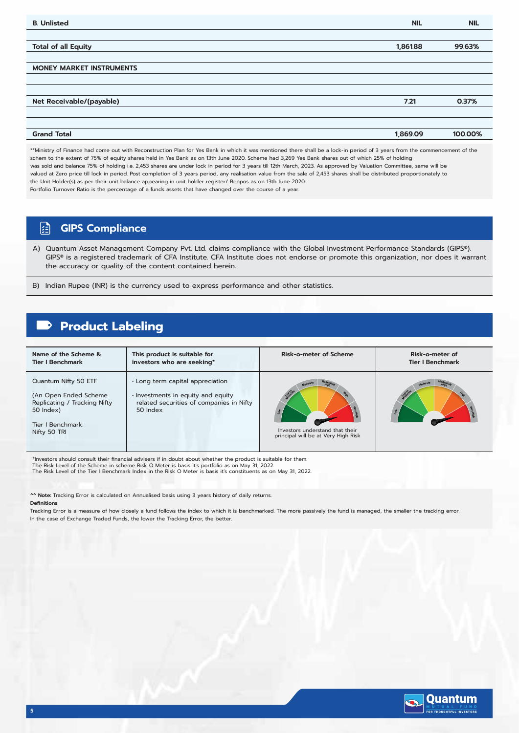| | | |
|---|---|---|
| **B. Unlisted** | **NIL** | **NIL** |
| **Total of all Equity** | **1,861.88** | **99.63%** |
| **MONEY MARKET INSTRUMENTS** | | |
| **Net Receivable/(payable)** | **7.21** | **0.37%** |
| **Grand Total** | **1,869.09** | **100.00%** |

**Ministry of Finance had come out with Reconstruction Plan for Yes Bank in which it was mentioned there shall be a lock-in period of 3 years from the commencement of the schem to the extent of 75% of equity shares held in Yes Bank as on 13th June 2020. Scheme had 3,269 Yes Bank shares out of which 25% of holding was sold and balance 75% of holding i.e. 2,453 shares are under lock in period for 3 years till 12th March, 2023. As approved by Valuation Committee, same will be valued at Zero price till lock in period. Post completion of 3 years period, any realisation value from the sale of 2,453 shares shall be distributed proportionately to the Unit Holder(s) as per their unit balance appearing in unit holder register/ Benpos as on 13th June 2020.

Portfolio Turnover Ratio is the percentage of a funds assets that have changed over the course of a year.

## GIPS Compliance

A) Quantum Asset Management Company Pvt. Ltd. claims compliance with the Global Investment Performance Standards (GIPS®). GIPS® is a registered trademark of CFA Institute. CFA Institute does not endorse or promote this organization, nor does it warrant the accuracy or quality of the content contained herein.

B) Indian Rupee (INR) is the currency used to express performance and other statistics.

## Product Labeling

| Name of the Scheme & Tier I Benchmark | This product is suitable for investors who are seeking* | Risk-o-meter of Scheme | Risk-o-meter of Tier I Benchmark |
|---|---|---|---|
| Quantum Nifty 50 ETF<br><br>(An Open Ended Scheme Replicating / Tracking Nifty 50 Index)<br><br>Tier I Benchmark:<br>Nifty 50 TRI | • Long term capital appreciation<br><br>• Investments in equity and equity related securities of companies in Nifty 50 Index | Low, Low to Moderate, Moderate, Moderately High, High, Very High<br><br>Investors understand that their principal will be at Very High Risk | Low, Low to Moderate, Moderate, Moderately High, High, Very High |

*Investors should consult their financial advisers if in doubt about whether the product is suitable for them.
The Risk Level of the Scheme in scheme Risk O Meter is basis it's portfolio as on May 31, 2022.
The Risk Level of the Tier I Benchmark Index in the Risk O Meter is basis it's constituents as on May 31, 2022.

^^ **Note:** Tracking Error is calculated on Annualised basis using 3 years history of daily returns.

**Definitions**

Tracking Error is a measure of how closely a fund follows the index to which it is benchmarked. The more passively the fund is managed, the smaller the tracking error. In the case of Exchange Traded Funds, the lower the Tracking Error, the better.